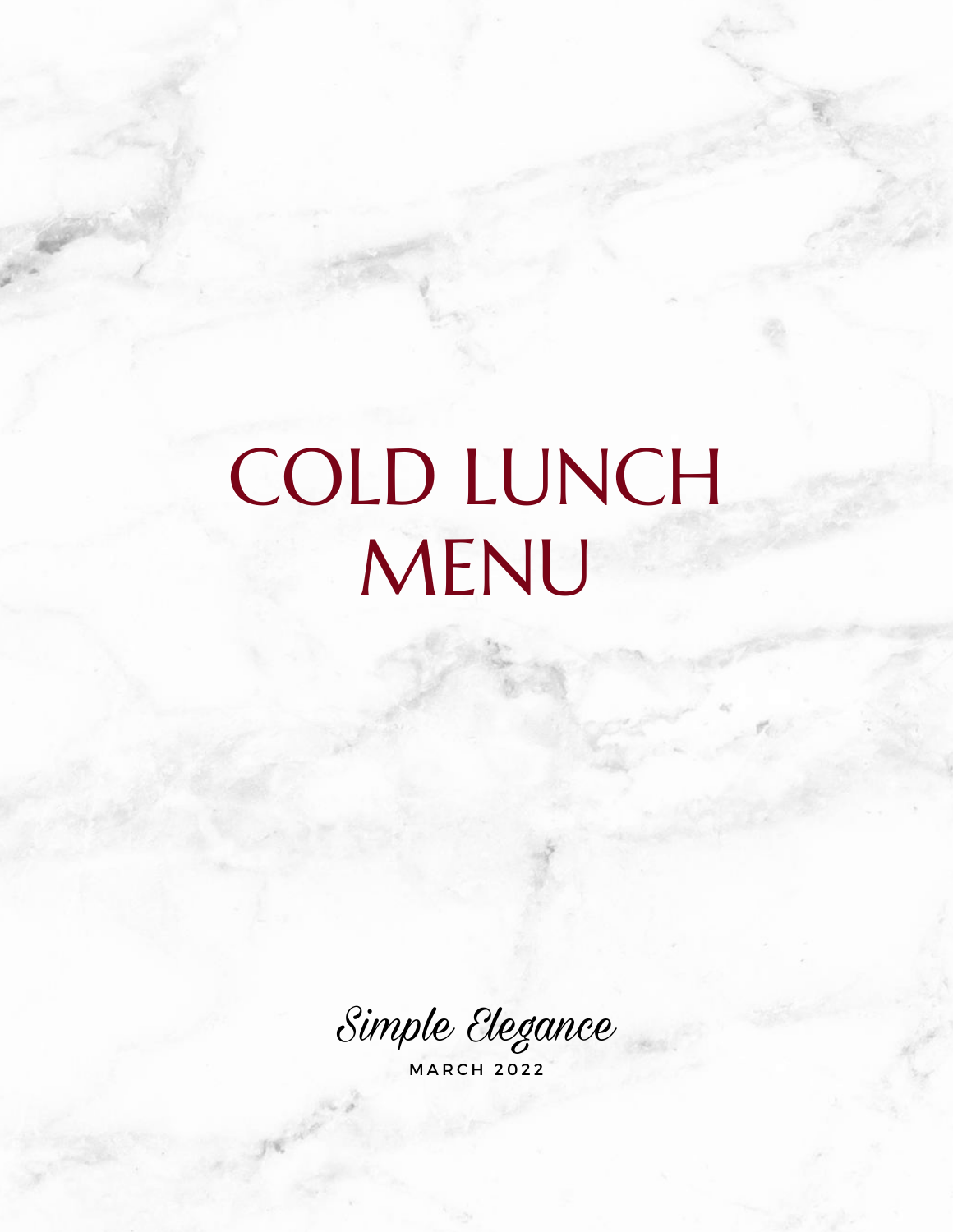# COLD LUNCH MENU

*Simple Elegance*

MARCH 2022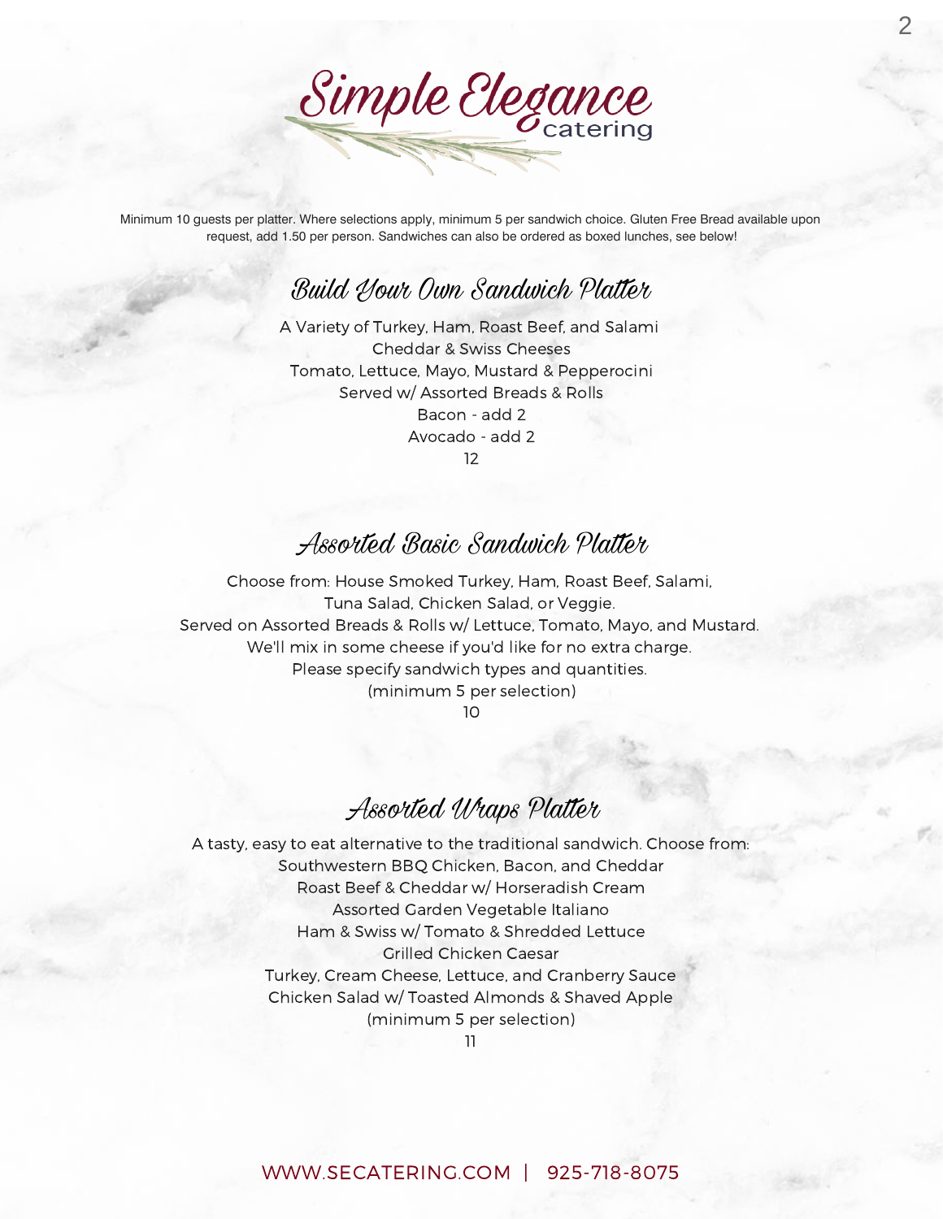# Simple Elegance catering

Minimum 10 guests per platter. Where selections apply, minimum 5 per sandwich choice. Gluten Free Bread available upon request, add 1.50 per person. Sandwiches can also be ordered as boxed lunches, see below!

## Build Your Own Sandwich Platter

A Variety of Turkey, Ham, Roast Beef, and Salami
Cheddar & Swiss Cheeses
Tomato, Lettuce, Mayo, Mustard & Pepperocini
Served w/ Assorted Breads & Rolls
Bacon - add 2
Avocado - add 2
12

## Assorted Basic Sandwich Platter

Choose from: House Smoked Turkey, Ham, Roast Beef, Salami, Tuna Salad, Chicken Salad, or Veggie.
Served on Assorted Breads & Rolls w/ Lettuce, Tomato, Mayo, and Mustard.
We'll mix in some cheese if you'd like for no extra charge.
Please specify sandwich types and quantities.
(minimum 5 per selection)
10

## Assorted Wraps Platter

A tasty, easy to eat alternative to the traditional sandwich. Choose from:
Southwestern BBQ Chicken, Bacon, and Cheddar
Roast Beef & Cheddar w/ Horseradish Cream
Assorted Garden Vegetable Italiano
Ham & Swiss w/ Tomato & Shredded Lettuce
Grilled Chicken Caesar
Turkey, Cream Cheese, Lettuce, and Cranberry Sauce
Chicken Salad w/ Toasted Almonds & Shaved Apple
(minimum 5 per selection)
11

WWW.SECATERING.COM | 925-718-8075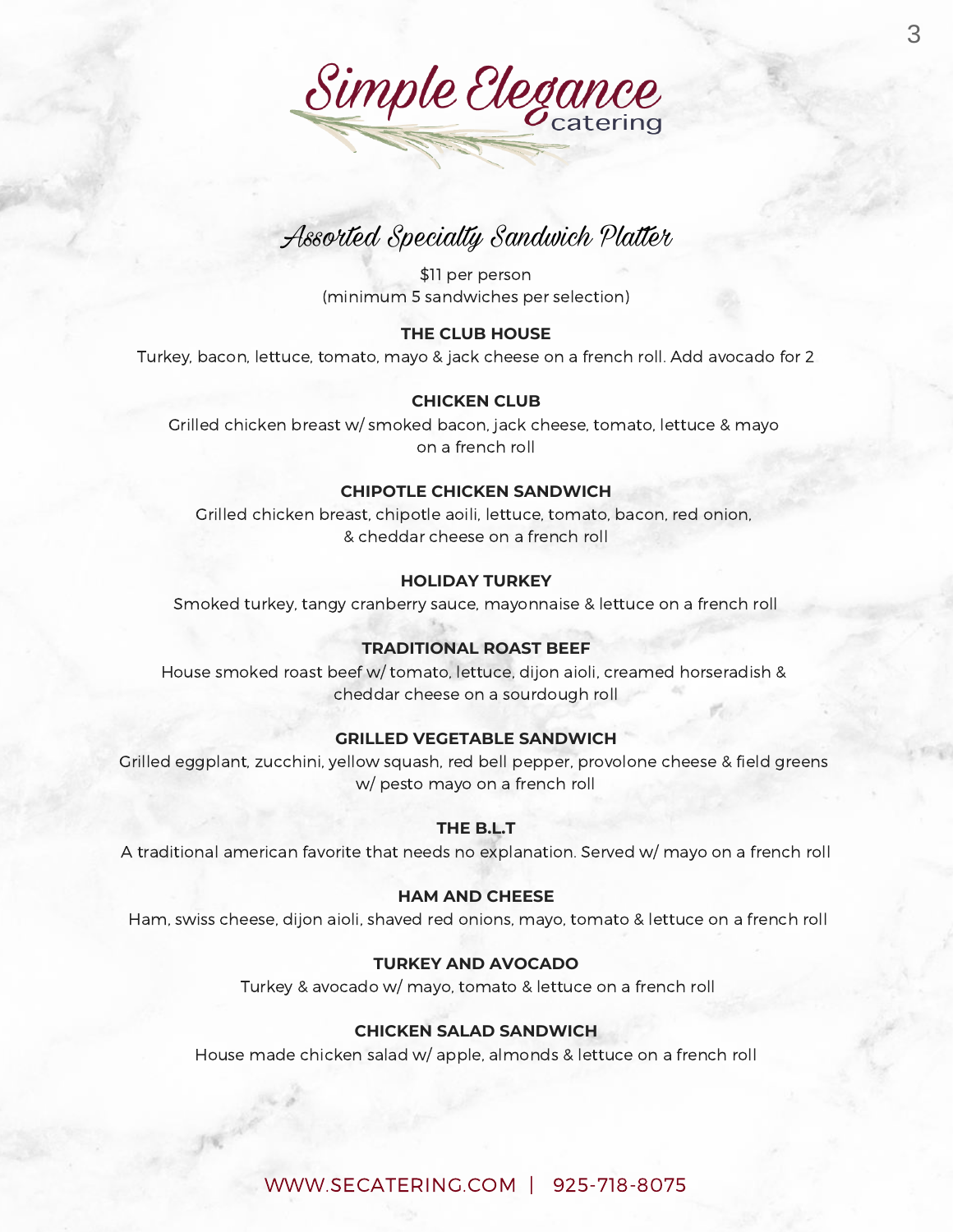# Simple Elegance catering

## Assorted Specialty Sandwich Platter

$11 per person
(minimum 5 sandwiches per selection)

**THE CLUB HOUSE**
Turkey, bacon, lettuce, tomato, mayo & jack cheese on a french roll. Add avocado for 2

**CHICKEN CLUB**
Grilled chicken breast w/ smoked bacon, jack cheese, tomato, lettuce & mayo on a french roll

**CHIPOTLE CHICKEN SANDWICH**
Grilled chicken breast, chipotle aoili, lettuce, tomato, bacon, red onion, & cheddar cheese on a french roll

**HOLIDAY TURKEY**
Smoked turkey, tangy cranberry sauce, mayonnaise & lettuce on a french roll

**TRADITIONAL ROAST BEEF**
House smoked roast beef w/ tomato, lettuce, dijon aioli, creamed horseradish & cheddar cheese on a sourdough roll

**GRILLED VEGETABLE SANDWICH**
Grilled eggplant, zucchini, yellow squash, red bell pepper, provolone cheese & field greens w/ pesto mayo on a french roll

**THE B.L.T**
A traditional american favorite that needs no explanation. Served w/ mayo on a french roll

**HAM AND CHEESE**
Ham, swiss cheese, dijon aioli, shaved red onions, mayo, tomato & lettuce on a french roll

**TURKEY AND AVOCADO**
Turkey & avocado w/ mayo, tomato & lettuce on a french roll

**CHICKEN SALAD SANDWICH**
House made chicken salad w/ apple, almonds & lettuce on a french roll

WWW.SECATERING.COM | 925-718-8075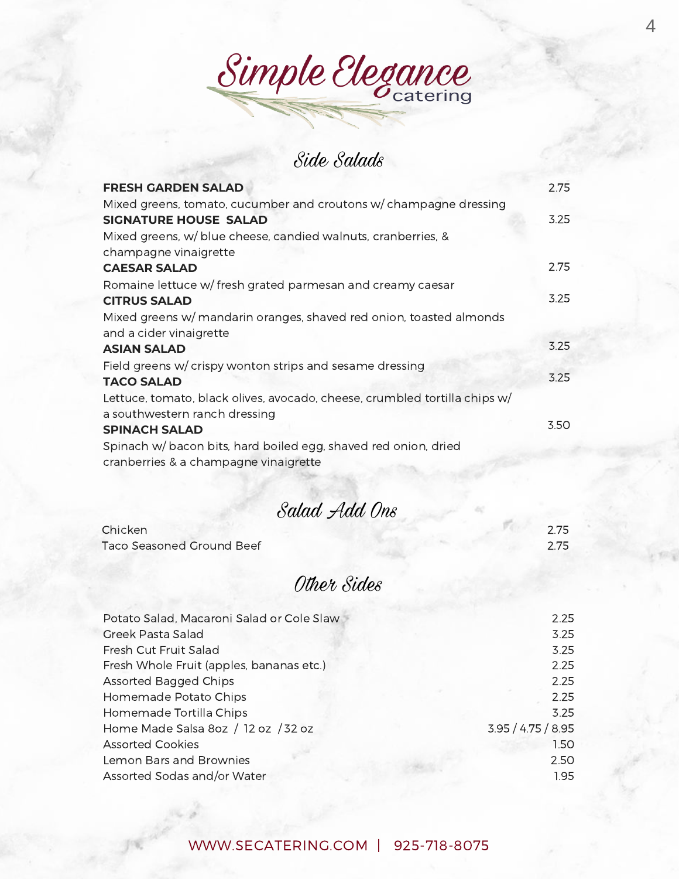# Simple Elegance catering

## Side Salads

| Item | Price |
|---|---|
| **FRESH GARDEN SALAD**<br>Mixed greens, tomato, cucumber and croutons w/ champagne dressing | 2.75 |
| **SIGNATURE HOUSE SALAD**<br>Mixed greens, w/ blue cheese, candied walnuts, cranberries, & champagne vinaigrette | 3.25 |
| **CAESAR SALAD**<br>Romaine lettuce w/ fresh grated parmesan and creamy caesar | 2.75 |
| **CITRUS SALAD**<br>Mixed greens w/ mandarin oranges, shaved red onion, toasted almonds and a cider vinaigrette | 3.25 |
| **ASIAN SALAD**<br>Field greens w/ crispy wonton strips and sesame dressing | 3.25 |
| **TACO SALAD**<br>Lettuce, tomato, black olives, avocado, cheese, crumbled tortilla chips w/ a southwestern ranch dressing | 3.25 |
| **SPINACH SALAD**<br>Spinach w/ bacon bits, hard boiled egg, shaved red onion, dried cranberries & a champagne vinaigrette | 3.50 |

## Salad Add Ons

| Item | Price |
|---|---|
| Chicken | 2.75 |
| Taco Seasoned Ground Beef | 2.75 |

## Other Sides

| Item | Price |
|---|---|
| Potato Salad, Macaroni Salad or Cole Slaw | 2.25 |
| Greek Pasta Salad | 3.25 |
| Fresh Cut Fruit Salad | 3.25 |
| Fresh Whole Fruit (apples, bananas etc.) | 2.25 |
| Assorted Bagged Chips | 2.25 |
| Homemade Potato Chips | 2.25 |
| Homemade Tortilla Chips | 3.25 |
| Home Made Salsa 8oz / 12 oz / 32 oz | 3.95 / 4.75 / 8.95 |
| Assorted Cookies | 1.50 |
| Lemon Bars and Brownies | 2.50 |
| Assorted Sodas and/or Water | 1.95 |

WWW.SECATERING.COM | 925-718-8075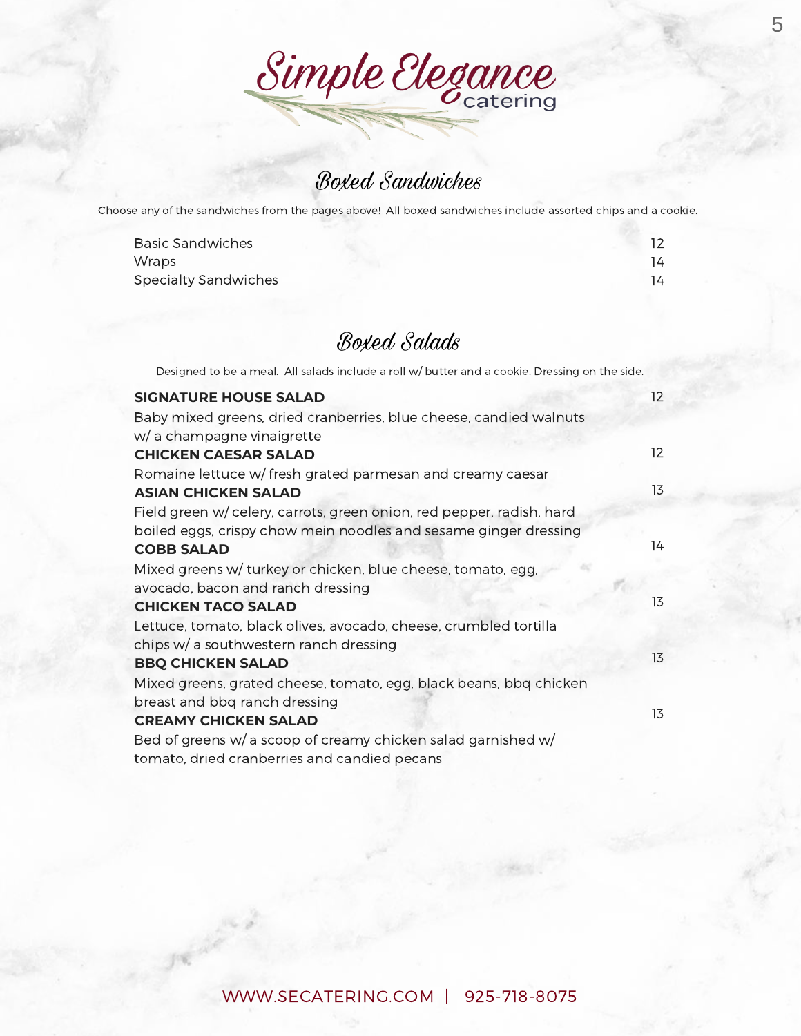# Simple Elegance catering

## Boxed Sandwiches

Choose any of the sandwiches from the pages above! All boxed sandwiches include assorted chips and a cookie.

| | |
|---|---|
| Basic Sandwiches | 12 |
| Wraps | 14 |
| Specialty Sandwiches | 14 |

## Boxed Salads

Designed to be a meal. All salads include a roll w/ butter and a cookie. Dressing on the side.

**SIGNATURE HOUSE SALAD** — 12
Baby mixed greens, dried cranberries, blue cheese, candied walnuts w/ a champagne vinaigrette

**CHICKEN CAESAR SALAD** — 12
Romaine lettuce w/ fresh grated parmesan and creamy caesar

**ASIAN CHICKEN SALAD** — 13
Field green w/ celery, carrots, green onion, red pepper, radish, hard boiled eggs, crispy chow mein noodles and sesame ginger dressing

**COBB SALAD** — 14
Mixed greens w/ turkey or chicken, blue cheese, tomato, egg, avocado, bacon and ranch dressing

**CHICKEN TACO SALAD** — 13
Lettuce, tomato, black olives, avocado, cheese, crumbled tortilla chips w/ a southwestern ranch dressing

**BBQ CHICKEN SALAD** — 13
Mixed greens, grated cheese, tomato, egg, black beans, bbq chicken breast and bbq ranch dressing

**CREAMY CHICKEN SALAD** — 13
Bed of greens w/ a scoop of creamy chicken salad garnished w/ tomato, dried cranberries and candied pecans

WWW.SECATERING.COM | 925-718-8075